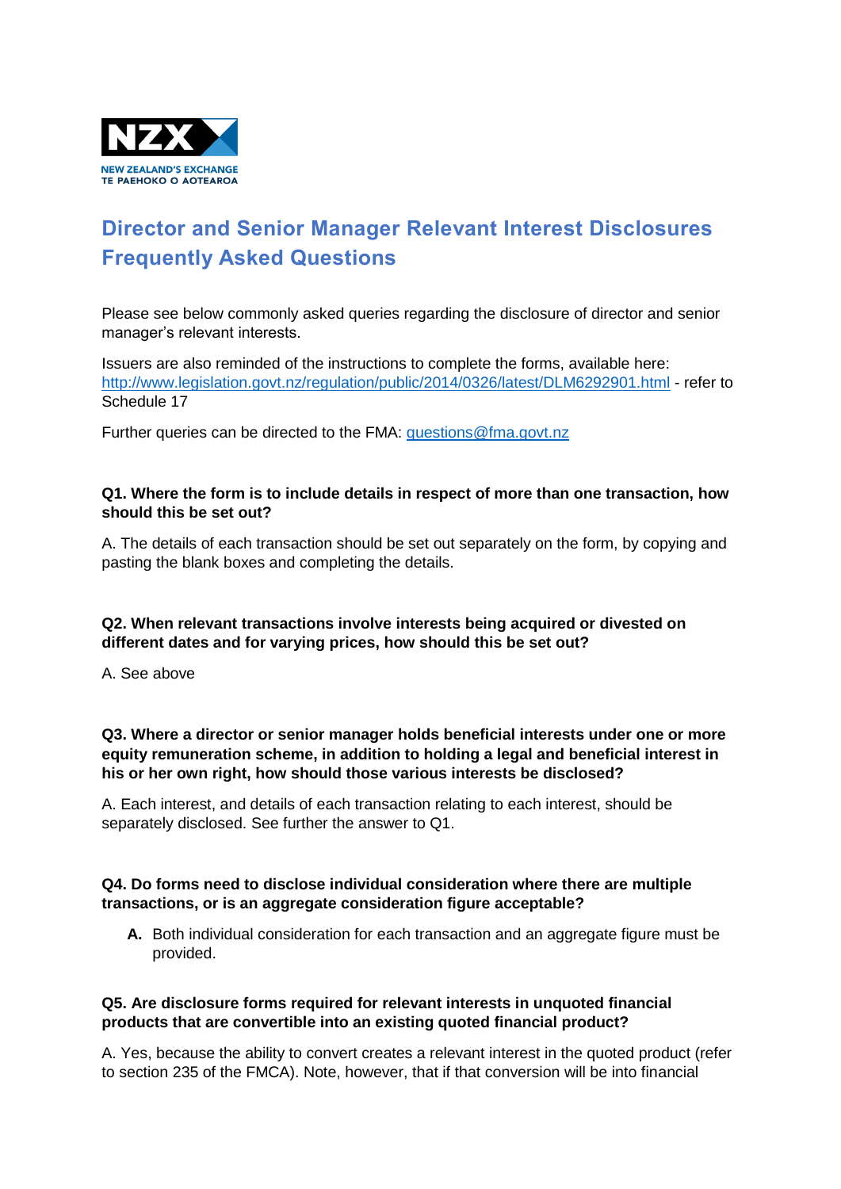NZX
NEW ZEALAND'S EXCHANGE
TE PAEHOKO O AOTEAROA

# Director and Senior Manager Relevant Interest Disclosures Frequently Asked Questions

Please see below commonly asked queries regarding the disclosure of director and senior manager's relevant interests.

Issuers are also reminded of the instructions to complete the forms, available here: [http://www.legislation.govt.nz/regulation/public/2014/0326/latest/DLM6292901.html](http://www.legislation.govt.nz/regulation/public/2014/0326/latest/DLM6292901.html) - refer to Schedule 17

Further queries can be directed to the FMA: [questions@fma.govt.nz](mailto:questions@fma.govt.nz)

**Q1. Where the form is to include details in respect of more than one transaction, how should this be set out?**

A. The details of each transaction should be set out separately on the form, by copying and pasting the blank boxes and completing the details.

**Q2. When relevant transactions involve interests being acquired or divested on different dates and for varying prices, how should this be set out?**

A. See above

**Q3. Where a director or senior manager holds beneficial interests under one or more equity remuneration scheme, in addition to holding a legal and beneficial interest in his or her own right, how should those various interests be disclosed?**

A. Each interest, and details of each transaction relating to each interest, should be separately disclosed. See further the answer to Q1.

**Q4. Do forms need to disclose individual consideration where there are multiple transactions, or is an aggregate consideration figure acceptable?**

**A.** Both individual consideration for each transaction and an aggregate figure must be provided.

**Q5. Are disclosure forms required for relevant interests in unquoted financial products that are convertible into an existing quoted financial product?**

A. Yes, because the ability to convert creates a relevant interest in the quoted product (refer to section 235 of the FMCA). Note, however, that if that conversion will be into financial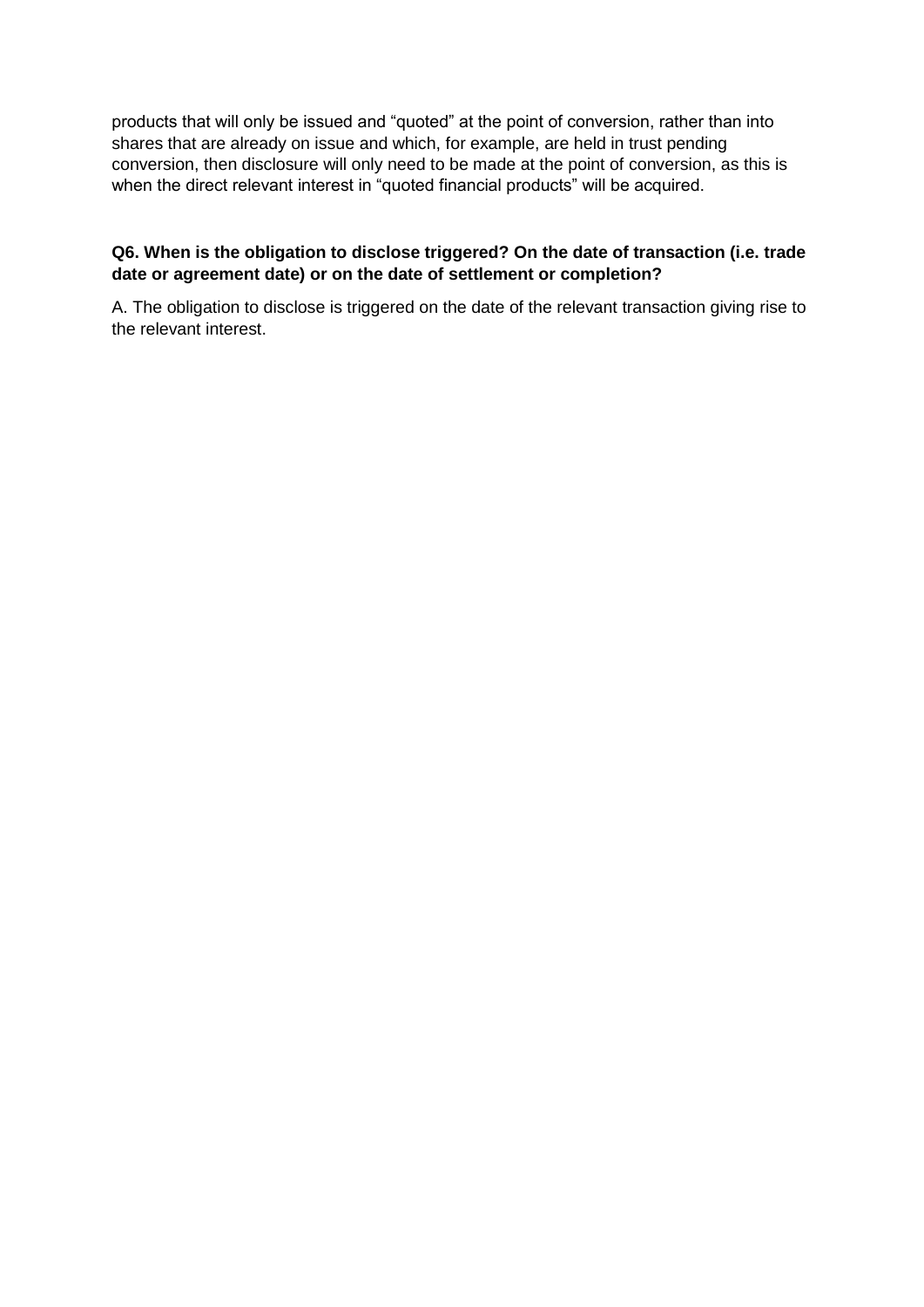products that will only be issued and "quoted" at the point of conversion, rather than into shares that are already on issue and which, for example, are held in trust pending conversion, then disclosure will only need to be made at the point of conversion, as this is when the direct relevant interest in "quoted financial products" will be acquired.

**Q6. When is the obligation to disclose triggered? On the date of transaction (i.e. trade date or agreement date) or on the date of settlement or completion?**

A. The obligation to disclose is triggered on the date of the relevant transaction giving rise to the relevant interest.